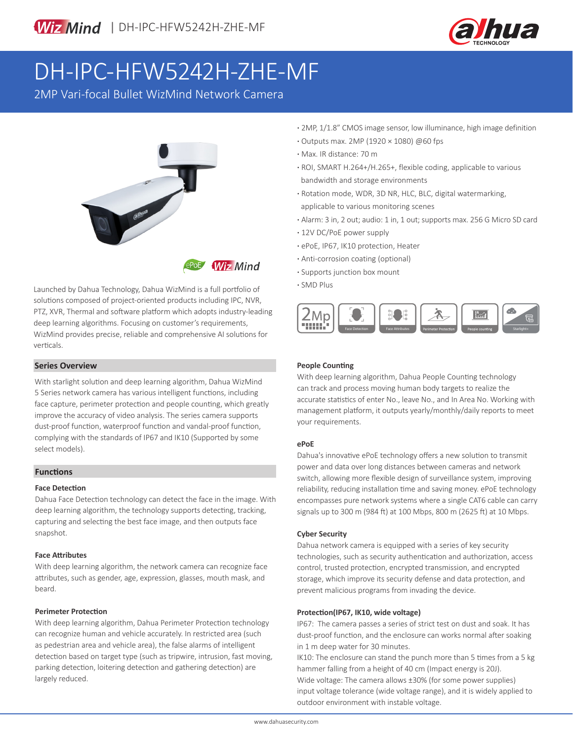WizMind | DH-IPC-HFW5242H-ZHE-MF

# DH-IPC-HFW5242H-ZHE-MF

2MP Vari-focal Bullet WizMind Network Camera

- 2MP, 1/1.8" CMOS image sensor, low illuminance, high image definition
- Outputs max. 2MP (1920 × 1080) @60 fps
- Max. IR distance: 70 m
- ROI, SMART H.264+/H.265+, flexible coding, applicable to various bandwidth and storage environments
- Rotation mode, WDR, 3D NR, HLC, BLC, digital watermarking, applicable to various monitoring scenes
- Alarm: 3 in, 2 out; audio: 1 in, 1 out; supports max. 256 G Micro SD card
- 12V DC/PoE power supply
- ePoE, IP67, IK10 protection, Heater
- Anti-corrosion coating (optional)
- Supports junction box mount
- SMD Plus

2Mp | Face Detection | Face Attributes | Perimeter Protection | People counting | Starlight+

Launched by Dahua Technology, Dahua WizMind is a full portfolio of solutions composed of project-oriented products including IPC, NVR, PTZ, XVR, Thermal and software platform which adopts industry-leading deep learning algorithms. Focusing on customer's requirements, WizMind provides precise, reliable and comprehensive AI solutions for verticals.

## Series Overview

With starlight solution and deep learning algorithm, Dahua WizMind 5 Series network camera has various intelligent functions, including face capture, perimeter protection and people counting, which greatly improve the accuracy of video analysis. The series camera supports dust-proof function, waterproof function and vandal-proof function, complying with the standards of IP67 and IK10 (Supported by some select models).

## Functions

### Face Detection

Dahua Face Detection technology can detect the face in the image. With deep learning algorithm, the technology supports detecting, tracking, capturing and selecting the best face image, and then outputs face snapshot.

### Face Attributes

With deep learning algorithm, the network camera can recognize face attributes, such as gender, age, expression, glasses, mouth mask, and beard.

### Perimeter Protection

With deep learning algorithm, Dahua Perimeter Protection technology can recognize human and vehicle accurately. In restricted area (such as pedestrian area and vehicle area), the false alarms of intelligent detection based on target type (such as tripwire, intrusion, fast moving, parking detection, loitering detection and gathering detection) are largely reduced.

### People Counting

With deep learning algorithm, Dahua People Counting technology can track and process moving human body targets to realize the accurate statistics of enter No., leave No., and In Area No. Working with management platform, it outputs yearly/monthly/daily reports to meet your requirements.

### ePoE

Dahua's innovative ePoE technology offers a new solution to transmit power and data over long distances between cameras and network switch, allowing more flexible design of surveillance system, improving reliability, reducing installation time and saving money. ePoE technology encompasses pure network systems where a single CAT6 cable can carry signals up to 300 m (984 ft) at 100 Mbps, 800 m (2625 ft) at 10 Mbps.

### Cyber Security

Dahua network camera is equipped with a series of key security technologies, such as security authentication and authorization, access control, trusted protection, encrypted transmission, and encrypted storage, which improve its security defense and data protection, and prevent malicious programs from invading the device.

### Protection(IP67, IK10, wide voltage)

IP67: The camera passes a series of strict test on dust and soak. It has dust-proof function, and the enclosure can works normal after soaking in 1 m deep water for 30 minutes.

IK10: The enclosure can stand the punch more than 5 times from a 5 kg hammer falling from a height of 40 cm (Impact energy is 20J).

Wide voltage: The camera allows ±30% (for some power supplies) input voltage tolerance (wide voltage range), and it is widely applied to outdoor environment with instable voltage.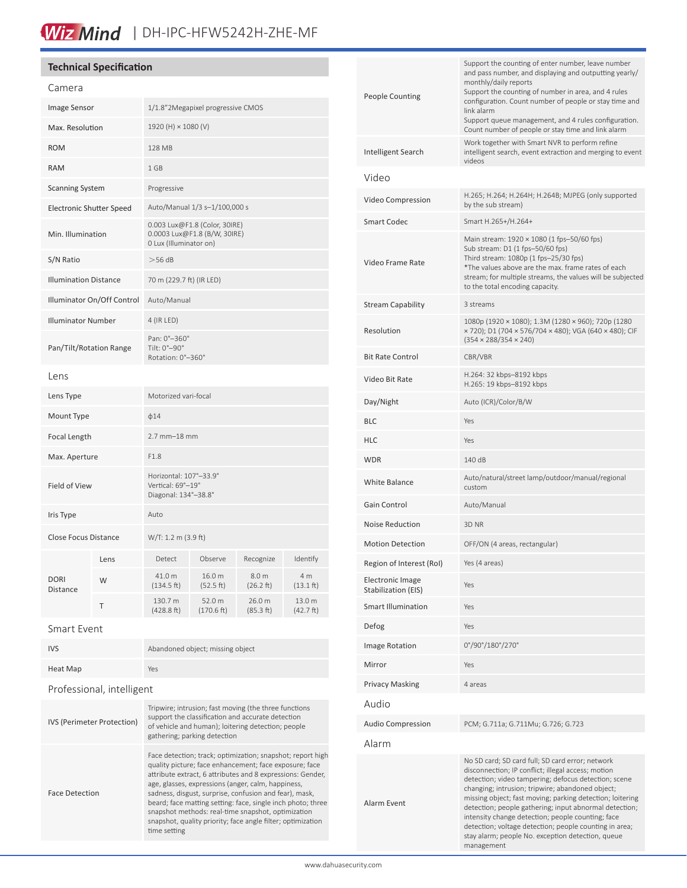# Technical Specification

## Camera

| | |
|---|---|
| Image Sensor | 1/1.8"2Megapixel progressive CMOS |
| Max. Resolution | 1920 (H) × 1080 (V) |
| ROM | 128 MB |
| RAM | 1 GB |
| Scanning System | Progressive |
| Electronic Shutter Speed | Auto/Manual 1/3 s–1/100,000 s |
| Min. Illumination | 0.003 Lux@F1.8 (Color, 30IRE)<br>0.0003 Lux@F1.8 (B/W, 30IRE)<br>0 Lux (Illuminator on) |
| S/N Ratio | >56 dB |
| Illumination Distance | 70 m (229.7 ft) (IR LED) |
| Illuminator On/Off Control | Auto/Manual |
| Illuminator Number | 4 (IR LED) |
| Pan/Tilt/Rotation Range | Pan: 0°–360°<br>Tilt: 0°–90°<br>Rotation: 0°–360° |

## Lens

| | |
|---|---|
| Lens Type | Motorized vari-focal |
| Mount Type | ϕ14 |
| Focal Length | 2.7 mm–18 mm |
| Max. Aperture | F1.8 |
| Field of View | Horizontal: 107°–33.9°<br>Vertical: 69°–19°<br>Diagonal: 134°–38.8° |
| Iris Type | Auto |
| Close Focus Distance | W/T: 1.2 m (3.9 ft) |

| DORI Distance | Lens | Detect | Observe | Recognize | Identify |
|---|---|---|---|---|---|
| | W | 41.0 m (134.5 ft) | 16.0 m (52.5 ft) | 8.0 m (26.2 ft) | 4 m (13.1 ft) |
| | T | 130.7 m (428.8 ft) | 52.0 m (170.6 ft) | 26.0 m (85.3 ft) | 13.0 m (42.7 ft) |

## Smart Event

| | |
|---|---|
| IVS | Abandoned object; missing object |
| Heat Map | Yes |

## Professional, intelligent

| | |
|---|---|
| IVS (Perimeter Protection) | Tripwire; intrusion; fast moving (the three functions support the classification and accurate detection of vehicle and human); loitering detection; people gathering; parking detection |
| Face Detection | Face detection; track; optimization; snapshot; report high quality picture; face enhancement; face exposure; face attribute extract, 6 attributes and 8 expressions: Gender, age, glasses, expressions (anger, calm, happiness, sadness, disgust, surprise, confusion and fear), mask, beard; face matting setting: face, single inch photo; three snapshot methods: real-time snapshot, optimization snapshot, quality priority; face angle filter; optimization time setting |
| People Counting | Support the counting of enter number, leave number and pass number, and displaying and outputting yearly/ monthly/daily reports<br>Support the counting of number in area, and 4 rules configuration. Count number of people or stay time and link alarm<br>Support queue management, and 4 rules configuration. Count number of people or stay time and link alarm |
| Intelligent Search | Work together with Smart NVR to perform refine intelligent search, event extraction and merging to event videos |

## Video

| | |
|---|---|
| Video Compression | H.265; H.264; H.264H; H.264B; MJPEG (only supported by the sub stream) |
| Smart Codec | Smart H.265+/H.264+ |
| Video Frame Rate | Main stream: 1920 × 1080 (1 fps–50/60 fps)<br>Sub stream: D1 (1 fps–50/60 fps)<br>Third stream: 1080p (1 fps–25/30 fps)<br>*The values above are the max. frame rates of each stream; for multiple streams, the values will be subjected to the total encoding capacity. |
| Stream Capability | 3 streams |
| Resolution | 1080p (1920 × 1080); 1.3M (1280 × 960); 720p (1280 × 720); D1 (704 × 576/704 × 480); VGA (640 × 480); CIF (354 × 288/354 × 240) |
| Bit Rate Control | CBR/VBR |
| Video Bit Rate | H.264: 32 kbps–8192 kbps<br>H.265: 19 kbps–8192 kbps |
| Day/Night | Auto (ICR)/Color/B/W |
| BLC | Yes |
| HLC | Yes |
| WDR | 140 dB |
| White Balance | Auto/natural/street lamp/outdoor/manual/regional custom |
| Gain Control | Auto/Manual |
| Noise Reduction | 3D NR |
| Motion Detection | OFF/ON (4 areas, rectangular) |
| Region of Interest (RoI) | Yes (4 areas) |
| Electronic Image Stabilization (EIS) | Yes |
| Smart Illumination | Yes |
| Defog | Yes |
| Image Rotation | 0°/90°/180°/270° |
| Mirror | Yes |
| Privacy Masking | 4 areas |

## Audio

| | |
|---|---|
| Audio Compression | PCM; G.711a; G.711Mu; G.726; G.723 |

## Alarm

| | |
|---|---|
| Alarm Event | No SD card; SD card full; SD card error; network disconnection; IP conflict; illegal access; motion detection; video tampering; defocus detection; scene changing; intrusion; tripwire; abandoned object; missing object; fast moving; parking detection; loitering detection; people gathering; input abnormal detection; intensity change detection; people counting; face detection; voltage detection; people counting in area; stay alarm; people No. exception detection, queue management |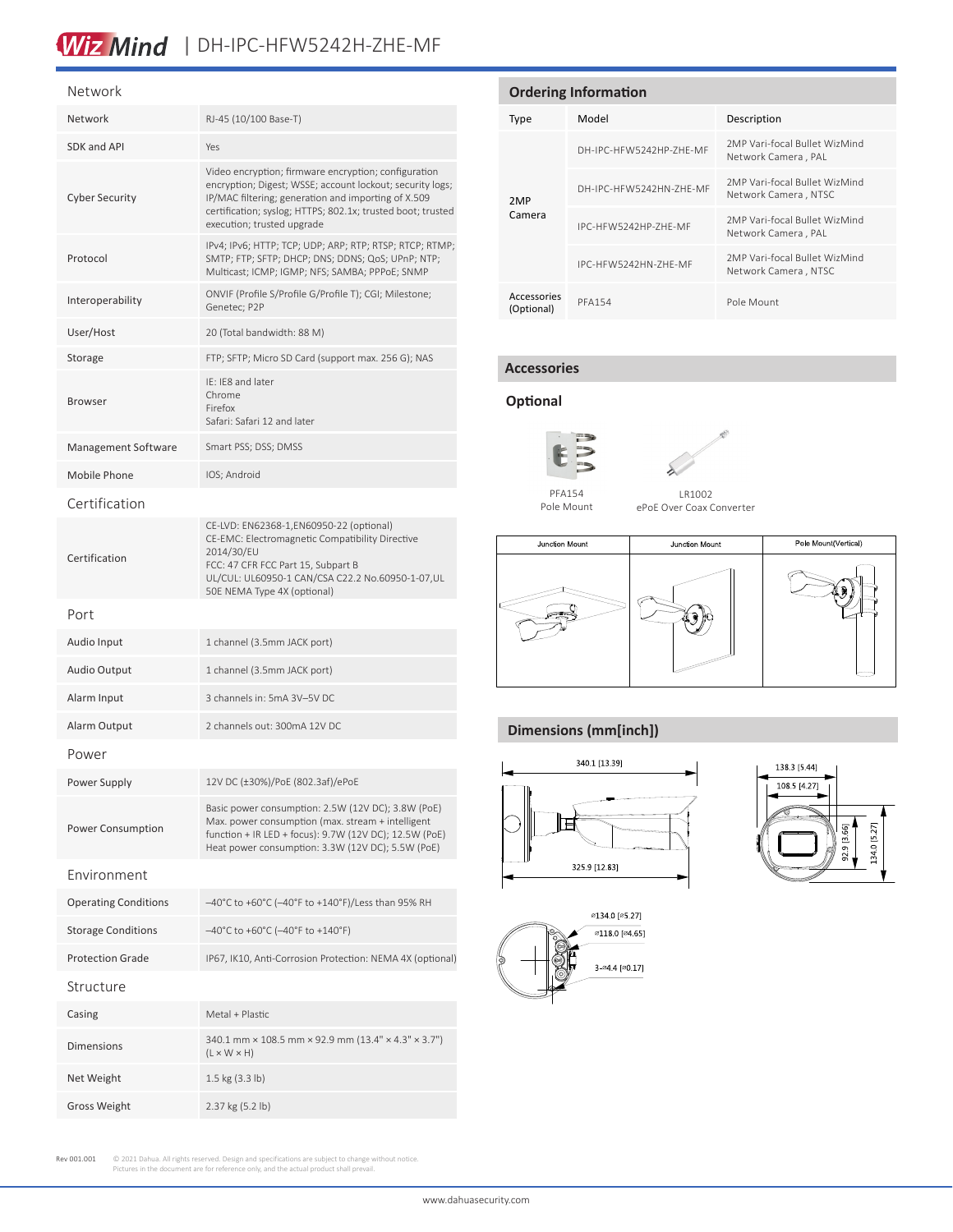# WizMind | DH-IPC-HFW5242H-ZHE-MF

## Network

| | |
|---|---|
| Network | RJ-45 (10/100 Base-T) |
| SDK and API | Yes |
| Cyber Security | Video encryption; firmware encryption; configuration encryption; Digest; WSSE; account lockout; security logs; IP/MAC filtering; generation and importing of X.509 certification; syslog; HTTPS; 802.1x; trusted boot; trusted execution; trusted upgrade |
| Protocol | IPv4; IPv6; HTTP; TCP; UDP; ARP; RTP; RTSP; RTCP; RTMP; SMTP; FTP; SFTP; DHCP; DNS; DDNS; QoS; UPnP; NTP; Multicast; ICMP; IGMP; NFS; SAMBA; PPPoE; SNMP |
| Interoperability | ONVIF (Profile S/Profile G/Profile T); CGI; Milestone; Genetec; P2P |
| User/Host | 20 (Total bandwidth: 88 M) |
| Storage | FTP; SFTP; Micro SD Card (support max. 256 G); NAS |
| Browser | IE: IE8 and later<br>Chrome<br>Firefox<br>Safari: Safari 12 and later |
| Management Software | Smart PSS; DSS; DMSS |
| Mobile Phone | IOS; Android |

## Certification

| | |
|---|---|
| Certification | CE-LVD: EN62368-1,EN60950-22 (optional)<br>CE-EMC: Electromagnetic Compatibility Directive 2014/30/EU<br>FCC: 47 CFR FCC Part 15, Subpart B<br>UL/CUL: UL60950-1 CAN/CSA C22.2 No.60950-1-07,UL 50E NEMA Type 4X (optional) |

## Port

| | |
|---|---|
| Audio Input | 1 channel (3.5mm JACK port) |
| Audio Output | 1 channel (3.5mm JACK port) |
| Alarm Input | 3 channels in: 5mA 3V–5V DC |
| Alarm Output | 2 channels out: 300mA 12V DC |

## Power

| | |
|---|---|
| Power Supply | 12V DC (±30%)/PoE (802.3af)/ePoE |
| Power Consumption | Basic power consumption: 2.5W (12V DC); 3.8W (PoE)<br>Max. power consumption (max. stream + intelligent function + IR LED + focus): 9.7W (12V DC); 12.5W (PoE)<br>Heat power consumption: 3.3W (12V DC); 5.5W (PoE) |

## Environment

| | |
|---|---|
| Operating Conditions | –40°C to +60°C (–40°F to +140°F)/Less than 95% RH |
| Storage Conditions | –40°C to +60°C (–40°F to +140°F) |
| Protection Grade | IP67, IK10, Anti-Corrosion Protection: NEMA 4X (optional) |

## Structure

| | |
|---|---|
| Casing | Metal + Plastic |
| Dimensions | 340.1 mm × 108.5 mm × 92.9 mm (13.4" × 4.3" × 3.7") (L × W × H) |
| Net Weight | 1.5 kg (3.3 lb) |
| Gross Weight | 2.37 kg (5.2 lb) |

## Ordering Information

| Type | Model | Description |
|---|---|---|
| 2MP Camera | DH-IPC-HFW5242HP-ZHE-MF | 2MP Vari-focal Bullet WizMind Network Camera , PAL |
| | DH-IPC-HFW5242HN-ZHE-MF | 2MP Vari-focal Bullet WizMind Network Camera , NTSC |
| | IPC-HFW5242HP-ZHE-MF | 2MP Vari-focal Bullet WizMind Network Camera , PAL |
| | IPC-HFW5242HN-ZHE-MF | 2MP Vari-focal Bullet WizMind Network Camera , NTSC |
| Accessories (Optional) | PFA154 | Pole Mount |

## Accessories

### Optional

PFA154
Pole Mount

LR1002
ePoE Over Coax Converter

Junction Mount | Junction Mount | Pole Mount(Vertical)

## Dimensions (mm[inch])

340.1 [13.39]
325.9 [12.83]
138.3 [5.44]
108.5 [4.27]
92.9 [3.66]
134.0 [5.27]
⌀134.0 [⌀5.27]
⌀118.0 [⌀4.65]
3-⌀4.4 [⌀0.17]

Rev 001.001 © 2021 Dahua. All rights reserved. Design and specifications are subject to change without notice. Pictures in the document are for reference only, and the actual product shall prevail.

www.dahuasecurity.com